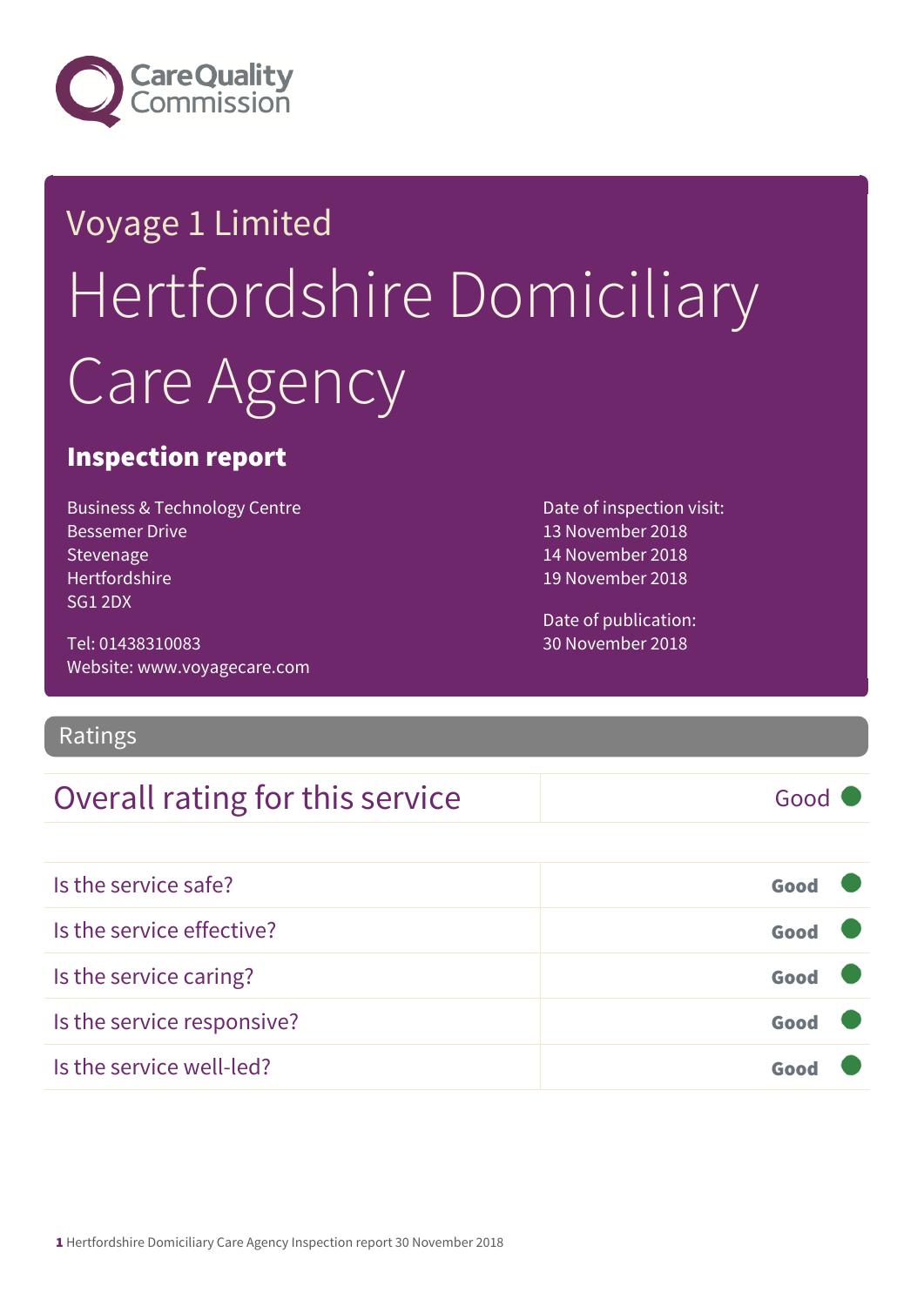Care Quality Commission

Voyage 1 Limited

# Hertfordshire Domiciliary Care Agency

## Inspection report

Business & Technology Centre
Bessemer Drive
Stevenage
Hertfordshire
SG1 2DX

Tel: 01438310083
Website: www.voyagecare.com

Date of inspection visit:
13 November 2018
14 November 2018
19 November 2018

Date of publication:
30 November 2018

## Ratings

| Overall rating for this service | Good |
|---|---|

| | |
|---|---|
| Is the service safe? | Good |
| Is the service effective? | Good |
| Is the service caring? | Good |
| Is the service responsive? | Good |
| Is the service well-led? | Good |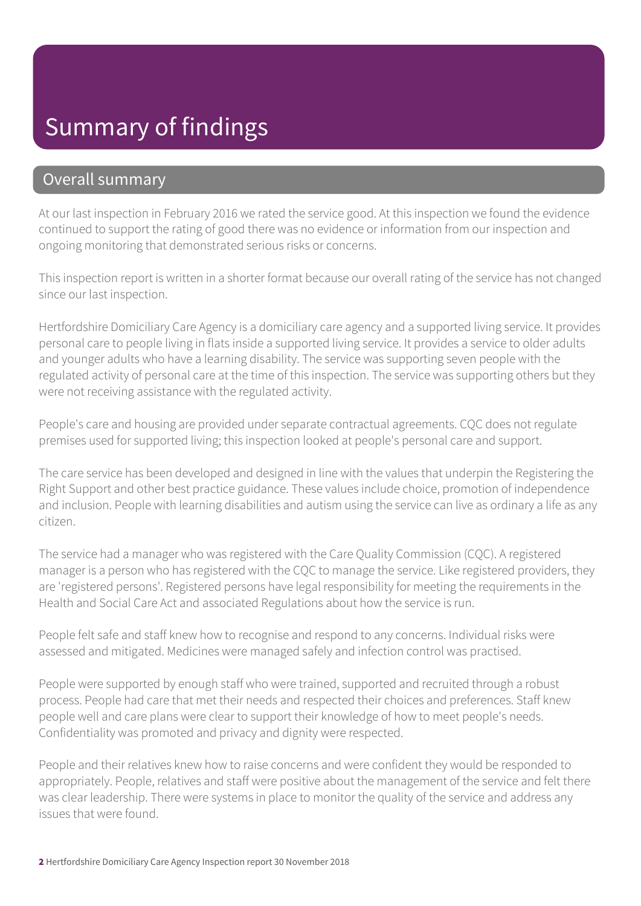# Summary of findings

## Overall summary

At our last inspection in February 2016 we rated the service good. At this inspection we found the evidence continued to support the rating of good there was no evidence or information from our inspection and ongoing monitoring that demonstrated serious risks or concerns.

This inspection report is written in a shorter format because our overall rating of the service has not changed since our last inspection.

Hertfordshire Domiciliary Care Agency is a domiciliary care agency and a supported living service. It provides personal care to people living in flats inside a supported living service. It provides a service to older adults and younger adults who have a learning disability. The service was supporting seven people with the regulated activity of personal care at the time of this inspection. The service was supporting others but they were not receiving assistance with the regulated activity.

People's care and housing are provided under separate contractual agreements. CQC does not regulate premises used for supported living; this inspection looked at people's personal care and support.

The care service has been developed and designed in line with the values that underpin the Registering the Right Support and other best practice guidance. These values include choice, promotion of independence and inclusion. People with learning disabilities and autism using the service can live as ordinary a life as any citizen.

The service had a manager who was registered with the Care Quality Commission (CQC). A registered manager is a person who has registered with the CQC to manage the service. Like registered providers, they are 'registered persons'. Registered persons have legal responsibility for meeting the requirements in the Health and Social Care Act and associated Regulations about how the service is run.

People felt safe and staff knew how to recognise and respond to any concerns. Individual risks were assessed and mitigated. Medicines were managed safely and infection control was practised.

People were supported by enough staff who were trained, supported and recruited through a robust process. People had care that met their needs and respected their choices and preferences. Staff knew people well and care plans were clear to support their knowledge of how to meet people's needs. Confidentiality was promoted and privacy and dignity were respected.

People and their relatives knew how to raise concerns and were confident they would be responded to appropriately. People, relatives and staff were positive about the management of the service and felt there was clear leadership. There were systems in place to monitor the quality of the service and address any issues that were found.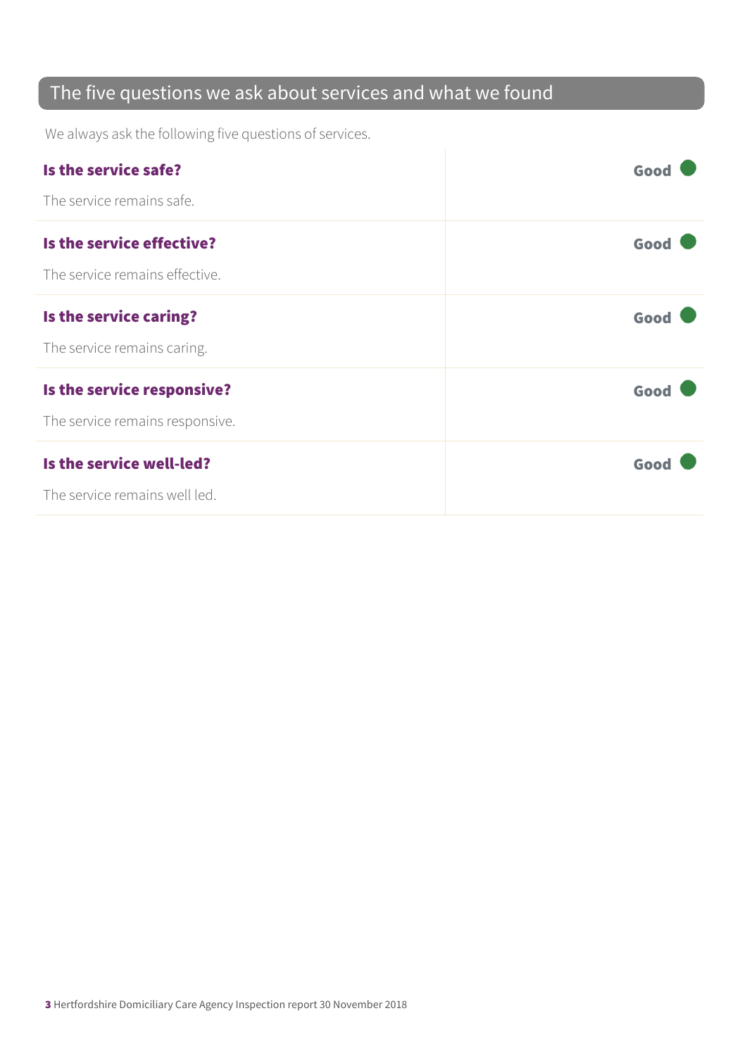## The five questions we ask about services and what we found

We always ask the following five questions of services.

| | |
|---|---|
| **Is the service safe?**<br><br>The service remains safe. | **Good** |
| **Is the service effective?**<br><br>The service remains effective. | **Good** |
| **Is the service caring?**<br><br>The service remains caring. | **Good** |
| **Is the service responsive?**<br><br>The service remains responsive. | **Good** |
| **Is the service well-led?**<br><br>The service remains well led. | **Good** |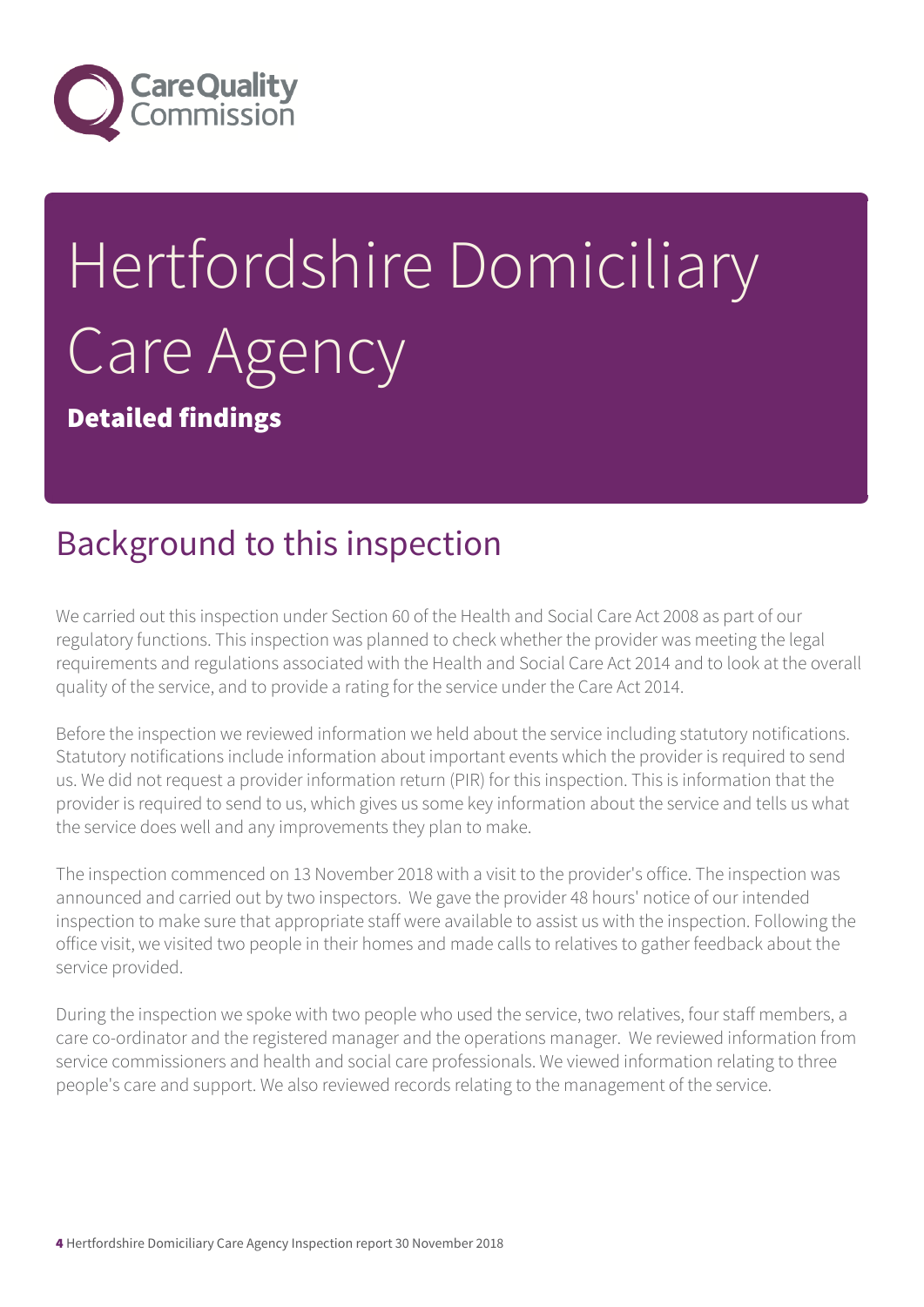# Hertfordshire Domiciliary Care Agency

**Detailed findings**

## Background to this inspection

We carried out this inspection under Section 60 of the Health and Social Care Act 2008 as part of our regulatory functions. This inspection was planned to check whether the provider was meeting the legal requirements and regulations associated with the Health and Social Care Act 2014 and to look at the overall quality of the service, and to provide a rating for the service under the Care Act 2014.

Before the inspection we reviewed information we held about the service including statutory notifications. Statutory notifications include information about important events which the provider is required to send us. We did not request a provider information return (PIR) for this inspection. This is information that the provider is required to send to us, which gives us some key information about the service and tells us what the service does well and any improvements they plan to make.

The inspection commenced on 13 November 2018 with a visit to the provider's office. The inspection was announced and carried out by two inspectors. We gave the provider 48 hours' notice of our intended inspection to make sure that appropriate staff were available to assist us with the inspection. Following the office visit, we visited two people in their homes and made calls to relatives to gather feedback about the service provided.

During the inspection we spoke with two people who used the service, two relatives, four staff members, a care co-ordinator and the registered manager and the operations manager. We reviewed information from service commissioners and health and social care professionals. We viewed information relating to three people's care and support. We also reviewed records relating to the management of the service.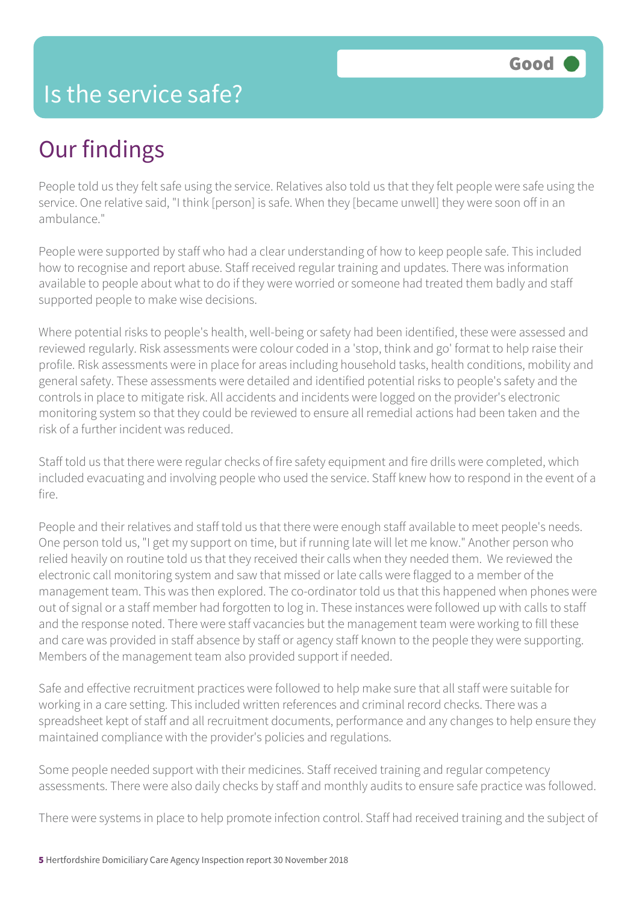# Is the service safe?

**Good**

## Our findings

People told us they felt safe using the service. Relatives also told us that they felt people were safe using the service. One relative said, "I think [person] is safe. When they [became unwell] they were soon off in an ambulance."

People were supported by staff who had a clear understanding of how to keep people safe. This included how to recognise and report abuse. Staff received regular training and updates. There was information available to people about what to do if they were worried or someone had treated them badly and staff supported people to make wise decisions.

Where potential risks to people's health, well-being or safety had been identified, these were assessed and reviewed regularly. Risk assessments were colour coded in a 'stop, think and go' format to help raise their profile. Risk assessments were in place for areas including household tasks, health conditions, mobility and general safety. These assessments were detailed and identified potential risks to people's safety and the controls in place to mitigate risk. All accidents and incidents were logged on the provider's electronic monitoring system so that they could be reviewed to ensure all remedial actions had been taken and the risk of a further incident was reduced.

Staff told us that there were regular checks of fire safety equipment and fire drills were completed, which included evacuating and involving people who used the service. Staff knew how to respond in the event of a fire.

People and their relatives and staff told us that there were enough staff available to meet people's needs. One person told us, "I get my support on time, but if running late will let me know." Another person who relied heavily on routine told us that they received their calls when they needed them. We reviewed the electronic call monitoring system and saw that missed or late calls were flagged to a member of the management team. This was then explored. The co-ordinator told us that this happened when phones were out of signal or a staff member had forgotten to log in. These instances were followed up with calls to staff and the response noted. There were staff vacancies but the management team were working to fill these and care was provided in staff absence by staff or agency staff known to the people they were supporting. Members of the management team also provided support if needed.

Safe and effective recruitment practices were followed to help make sure that all staff were suitable for working in a care setting. This included written references and criminal record checks. There was a spreadsheet kept of staff and all recruitment documents, performance and any changes to help ensure they maintained compliance with the provider's policies and regulations.

Some people needed support with their medicines. Staff received training and regular competency assessments. There were also daily checks by staff and monthly audits to ensure safe practice was followed.

There were systems in place to help promote infection control. Staff had received training and the subject of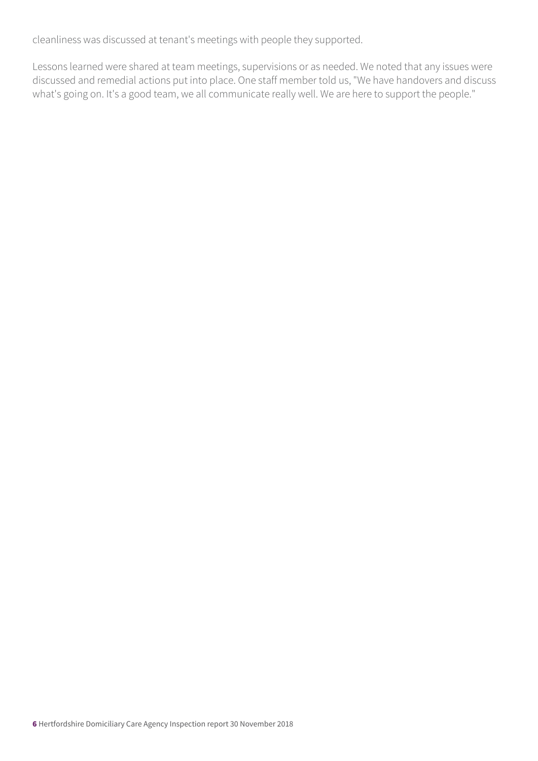cleanliness was discussed at tenant's meetings with people they supported.

Lessons learned were shared at team meetings, supervisions or as needed. We noted that any issues were discussed and remedial actions put into place. One staff member told us, "We have handovers and discuss what's going on. It's a good team, we all communicate really well. We are here to support the people."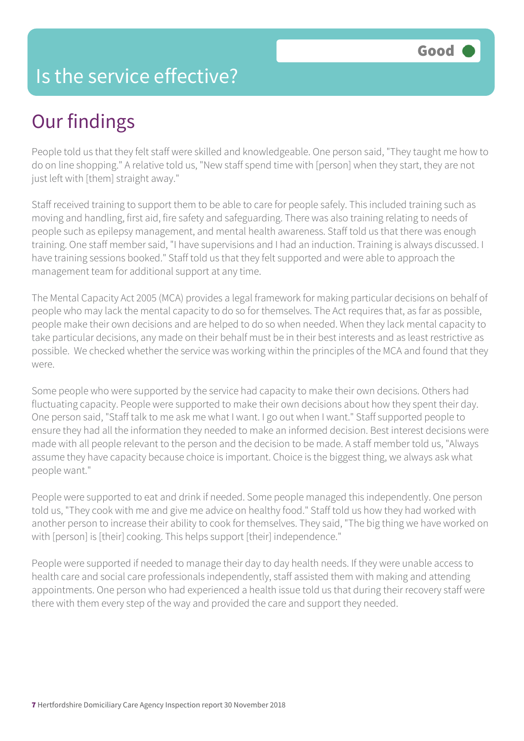# Is the service effective?

**Good**

## Our findings

People told us that they felt staff were skilled and knowledgeable. One person said, "They taught me how to do on line shopping." A relative told us, "New staff spend time with [person] when they start, they are not just left with [them] straight away."

Staff received training to support them to be able to care for people safely. This included training such as moving and handling, first aid, fire safety and safeguarding. There was also training relating to needs of people such as epilepsy management, and mental health awareness. Staff told us that there was enough training. One staff member said, "I have supervisions and I had an induction. Training is always discussed. I have training sessions booked." Staff told us that they felt supported and were able to approach the management team for additional support at any time.

The Mental Capacity Act 2005 (MCA) provides a legal framework for making particular decisions on behalf of people who may lack the mental capacity to do so for themselves. The Act requires that, as far as possible, people make their own decisions and are helped to do so when needed. When they lack mental capacity to take particular decisions, any made on their behalf must be in their best interests and as least restrictive as possible. We checked whether the service was working within the principles of the MCA and found that they were.

Some people who were supported by the service had capacity to make their own decisions. Others had fluctuating capacity. People were supported to make their own decisions about how they spent their day. One person said, "Staff talk to me ask me what I want. I go out when I want." Staff supported people to ensure they had all the information they needed to make an informed decision. Best interest decisions were made with all people relevant to the person and the decision to be made. A staff member told us, "Always assume they have capacity because choice is important. Choice is the biggest thing, we always ask what people want."

People were supported to eat and drink if needed. Some people managed this independently. One person told us, "They cook with me and give me advice on healthy food." Staff told us how they had worked with another person to increase their ability to cook for themselves. They said, "The big thing we have worked on with [person] is [their] cooking. This helps support [their] independence."

People were supported if needed to manage their day to day health needs. If they were unable access to health care and social care professionals independently, staff assisted them with making and attending appointments. One person who had experienced a health issue told us that during their recovery staff were there with them every step of the way and provided the care and support they needed.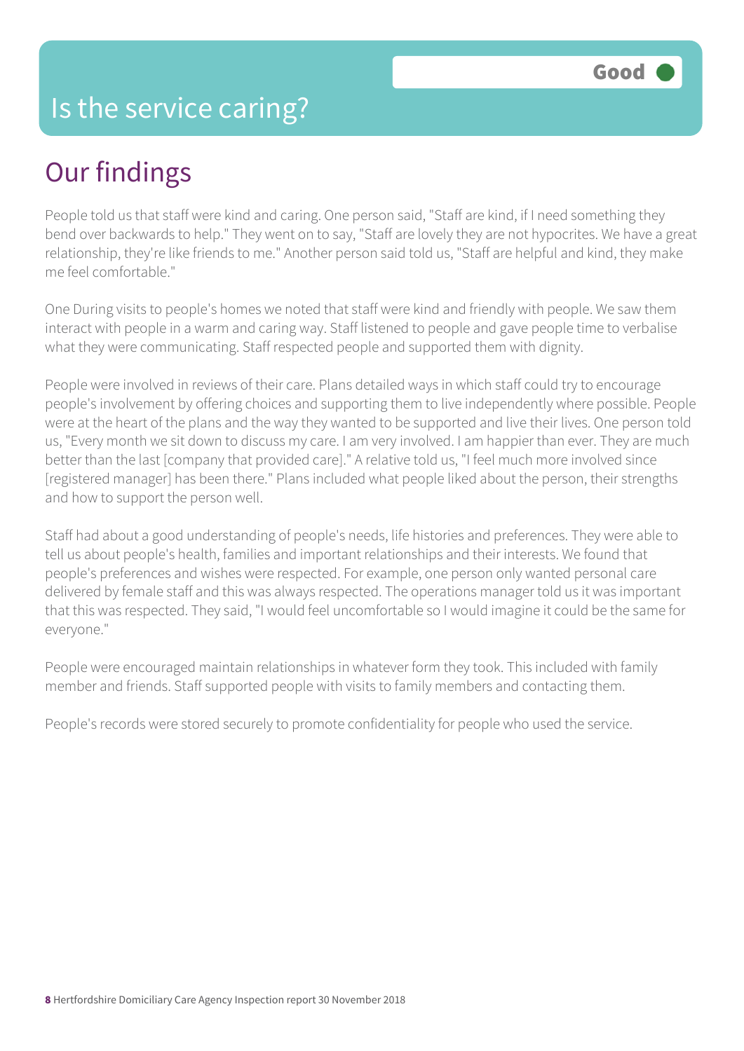# Is the service caring?

Good

## Our findings

People told us that staff were kind and caring. One person said, "Staff are kind, if I need something they bend over backwards to help." They went on to say, "Staff are lovely they are not hypocrites. We have a great relationship, they're like friends to me." Another person said told us, "Staff are helpful and kind, they make me feel comfortable."

One During visits to people's homes we noted that staff were kind and friendly with people. We saw them interact with people in a warm and caring way. Staff listened to people and gave people time to verbalise what they were communicating. Staff respected people and supported them with dignity.

People were involved in reviews of their care. Plans detailed ways in which staff could try to encourage people's involvement by offering choices and supporting them to live independently where possible. People were at the heart of the plans and the way they wanted to be supported and live their lives. One person told us, "Every month we sit down to discuss my care. I am very involved. I am happier than ever. They are much better than the last [company that provided care]." A relative told us, "I feel much more involved since [registered manager] has been there." Plans included what people liked about the person, their strengths and how to support the person well.

Staff had about a good understanding of people's needs, life histories and preferences. They were able to tell us about people's health, families and important relationships and their interests. We found that people's preferences and wishes were respected. For example, one person only wanted personal care delivered by female staff and this was always respected. The operations manager told us it was important that this was respected. They said, "I would feel uncomfortable so I would imagine it could be the same for everyone."

People were encouraged maintain relationships in whatever form they took. This included with family member and friends. Staff supported people with visits to family members and contacting them.

People's records were stored securely to promote confidentiality for people who used the service.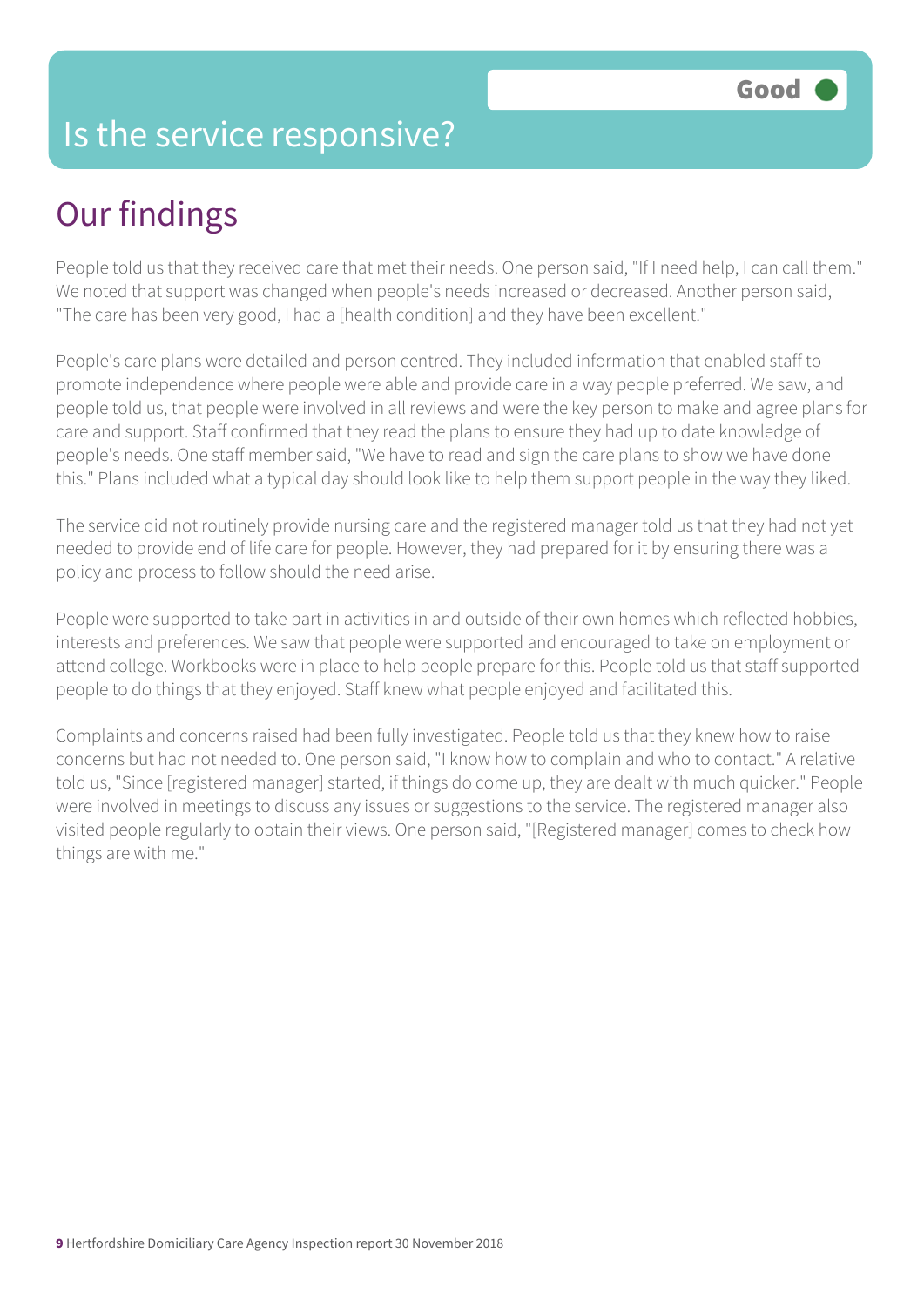# Is the service responsive?

Good

## Our findings

People told us that they received care that met their needs. One person said, "If I need help, I can call them." We noted that support was changed when people's needs increased or decreased. Another person said, "The care has been very good, I had a [health condition] and they have been excellent."

People's care plans were detailed and person centred. They included information that enabled staff to promote independence where people were able and provide care in a way people preferred. We saw, and people told us, that people were involved in all reviews and were the key person to make and agree plans for care and support. Staff confirmed that they read the plans to ensure they had up to date knowledge of people's needs. One staff member said, "We have to read and sign the care plans to show we have done this." Plans included what a typical day should look like to help them support people in the way they liked.

The service did not routinely provide nursing care and the registered manager told us that they had not yet needed to provide end of life care for people. However, they had prepared for it by ensuring there was a policy and process to follow should the need arise.

People were supported to take part in activities in and outside of their own homes which reflected hobbies, interests and preferences. We saw that people were supported and encouraged to take on employment or attend college. Workbooks were in place to help people prepare for this. People told us that staff supported people to do things that they enjoyed. Staff knew what people enjoyed and facilitated this.

Complaints and concerns raised had been fully investigated. People told us that they knew how to raise concerns but had not needed to. One person said, "I know how to complain and who to contact." A relative told us, "Since [registered manager] started, if things do come up, they are dealt with much quicker." People were involved in meetings to discuss any issues or suggestions to the service. The registered manager also visited people regularly to obtain their views. One person said, "[Registered manager] comes to check how things are with me."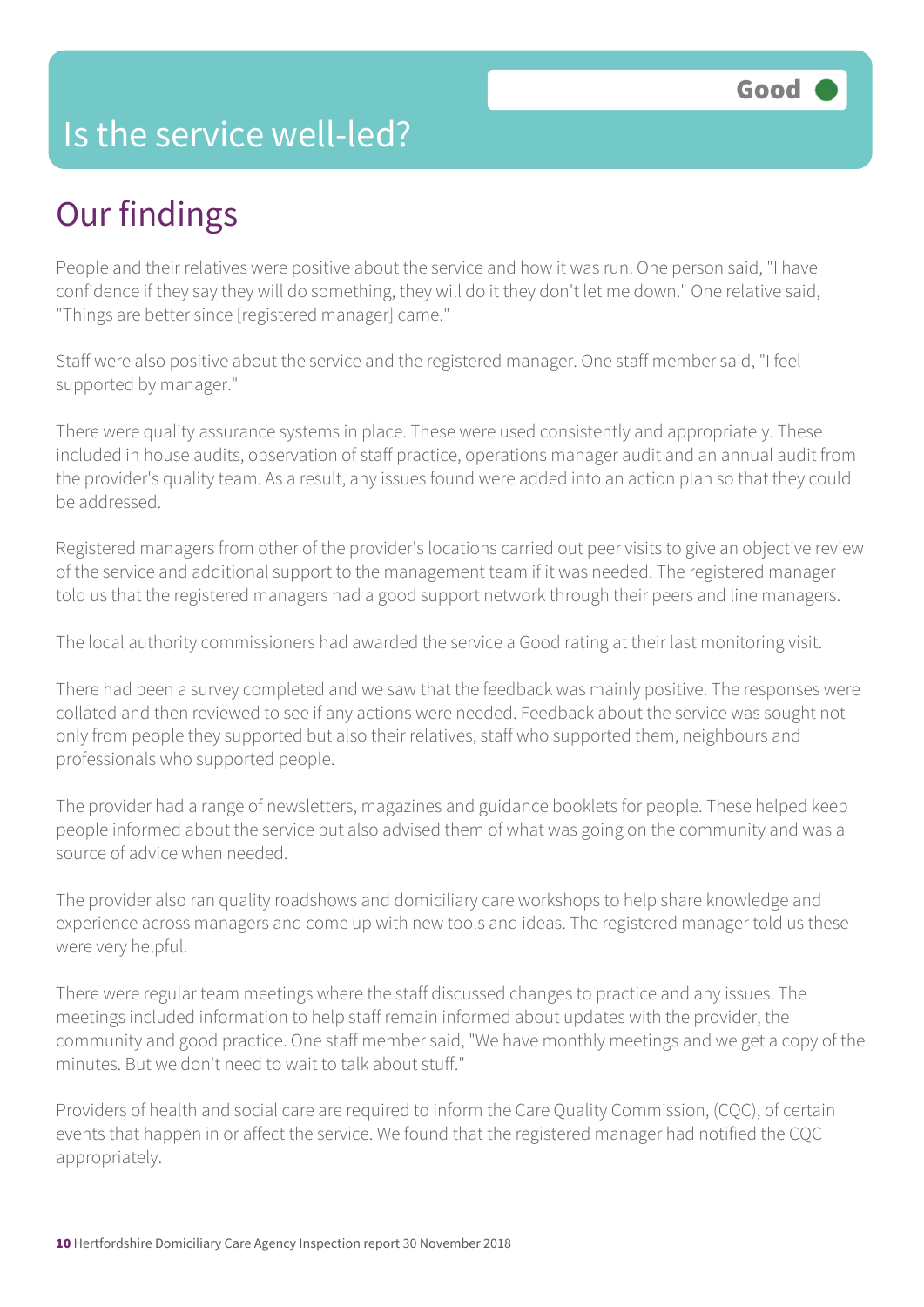# Is the service well-led?

Good

## Our findings

People and their relatives were positive about the service and how it was run. One person said, "I have confidence if they say they will do something, they will do it they don't let me down." One relative said, "Things are better since [registered manager] came."

Staff were also positive about the service and the registered manager. One staff member said, "I feel supported by manager."

There were quality assurance systems in place. These were used consistently and appropriately. These included in house audits, observation of staff practice, operations manager audit and an annual audit from the provider's quality team. As a result, any issues found were added into an action plan so that they could be addressed.

Registered managers from other of the provider's locations carried out peer visits to give an objective review of the service and additional support to the management team if it was needed. The registered manager told us that the registered managers had a good support network through their peers and line managers.

The local authority commissioners had awarded the service a Good rating at their last monitoring visit.

There had been a survey completed and we saw that the feedback was mainly positive. The responses were collated and then reviewed to see if any actions were needed. Feedback about the service was sought not only from people they supported but also their relatives, staff who supported them, neighbours and professionals who supported people.

The provider had a range of newsletters, magazines and guidance booklets for people. These helped keep people informed about the service but also advised them of what was going on the community and was a source of advice when needed.

The provider also ran quality roadshows and domiciliary care workshops to help share knowledge and experience across managers and come up with new tools and ideas. The registered manager told us these were very helpful.

There were regular team meetings where the staff discussed changes to practice and any issues. The meetings included information to help staff remain informed about updates with the provider, the community and good practice. One staff member said, "We have monthly meetings and we get a copy of the minutes. But we don't need to wait to talk about stuff."

Providers of health and social care are required to inform the Care Quality Commission, (CQC), of certain events that happen in or affect the service. We found that the registered manager had notified the CQC appropriately.